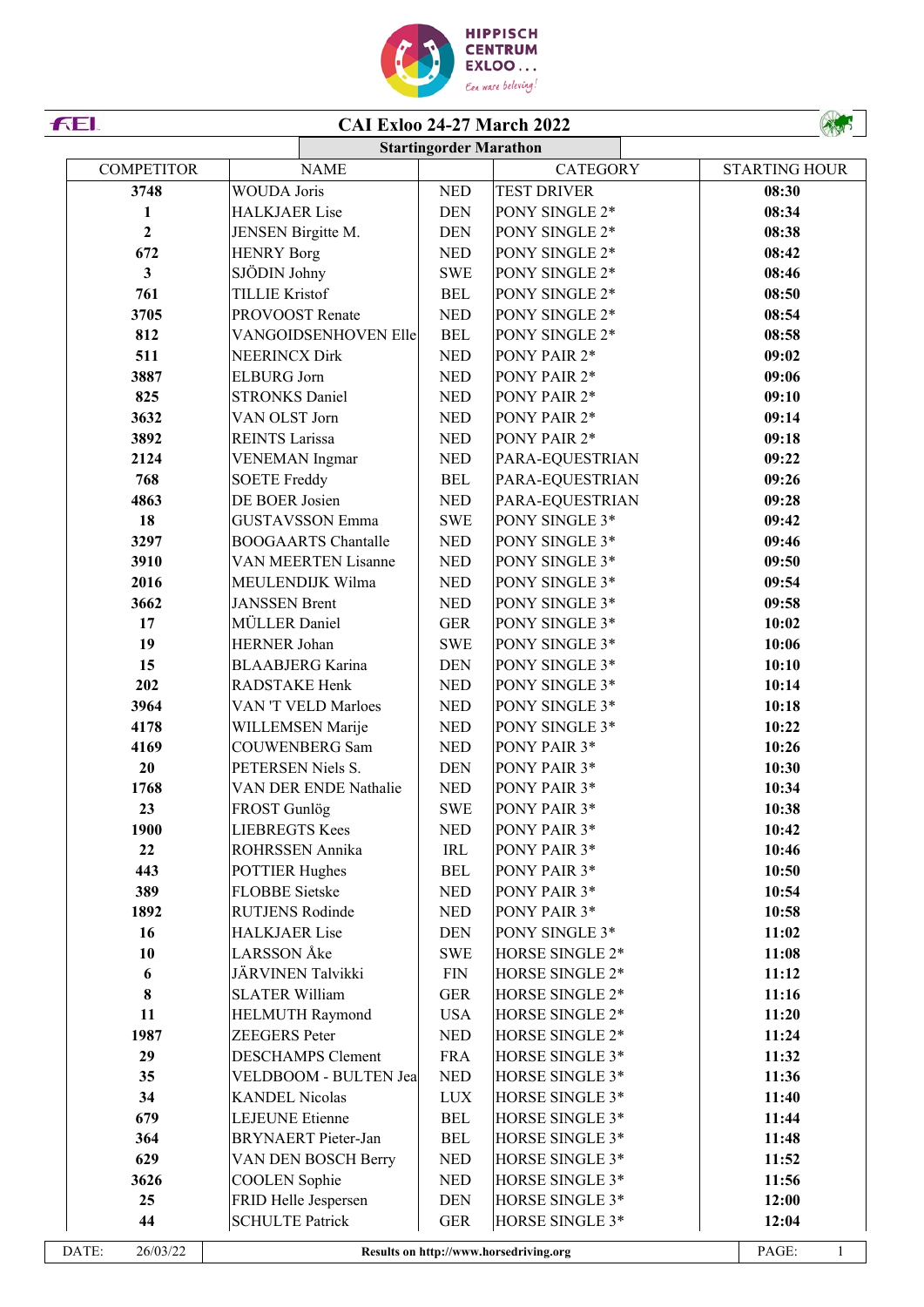HIPPISCH CENTRUM EXLOO ...

Een ware beleving!

# CAI Exloo 24-27 March 2022

## Startingorder Marathon

| COMPETITOR | NAME | | CATEGORY | STARTING HOUR |
|---|---|---|---|---|
| 3748 | WOUDA Joris | NED | TEST DRIVER | 08:30 |
| 1 | HALKJAER Lise | DEN | PONY SINGLE 2* | 08:34 |
| 2 | JENSEN Birgitte M. | DEN | PONY SINGLE 2* | 08:38 |
| 672 | HENRY Borg | NED | PONY SINGLE 2* | 08:42 |
| 3 | SJÖDIN Johny | SWE | PONY SINGLE 2* | 08:46 |
| 761 | TILLIE Kristof | BEL | PONY SINGLE 2* | 08:50 |
| 3705 | PROVOOST Renate | NED | PONY SINGLE 2* | 08:54 |
| 812 | VANGOIDSENHOVEN Elle | BEL | PONY SINGLE 2* | 08:58 |
| 511 | NEERINCX Dirk | NED | PONY PAIR 2* | 09:02 |
| 3887 | ELBURG Jorn | NED | PONY PAIR 2* | 09:06 |
| 825 | STRONKS Daniel | NED | PONY PAIR 2* | 09:10 |
| 3632 | VAN OLST Jorn | NED | PONY PAIR 2* | 09:14 |
| 3892 | REINTS Larissa | NED | PONY PAIR 2* | 09:18 |
| 2124 | VENEMAN Ingmar | NED | PARA-EQUESTRIAN | 09:22 |
| 768 | SOETE Freddy | BEL | PARA-EQUESTRIAN | 09:26 |
| 4863 | DE BOER Josien | NED | PARA-EQUESTRIAN | 09:28 |
| 18 | GUSTAVSSON Emma | SWE | PONY SINGLE 3* | 09:42 |
| 3297 | BOOGAARTS Chantalle | NED | PONY SINGLE 3* | 09:46 |
| 3910 | VAN MEERTEN Lisanne | NED | PONY SINGLE 3* | 09:50 |
| 2016 | MEULENDIJK Wilma | NED | PONY SINGLE 3* | 09:54 |
| 3662 | JANSSEN Brent | NED | PONY SINGLE 3* | 09:58 |
| 17 | MÜLLER Daniel | GER | PONY SINGLE 3* | 10:02 |
| 19 | HERNER Johan | SWE | PONY SINGLE 3* | 10:06 |
| 15 | BLAABJERG Karina | DEN | PONY SINGLE 3* | 10:10 |
| 202 | RADSTAKE Henk | NED | PONY SINGLE 3* | 10:14 |
| 3964 | VAN 'T VELD Marloes | NED | PONY SINGLE 3* | 10:18 |
| 4178 | WILLEMSEN Marije | NED | PONY SINGLE 3* | 10:22 |
| 4169 | COUWENBERG Sam | NED | PONY PAIR 3* | 10:26 |
| 20 | PETERSEN Niels S. | DEN | PONY PAIR 3* | 10:30 |
| 1768 | VAN DER ENDE Nathalie | NED | PONY PAIR 3* | 10:34 |
| 23 | FROST Gunlög | SWE | PONY PAIR 3* | 10:38 |
| 1900 | LIEBREGTS Kees | NED | PONY PAIR 3* | 10:42 |
| 22 | ROHRSSEN Annika | IRL | PONY PAIR 3* | 10:46 |
| 443 | POTTIER Hughes | BEL | PONY PAIR 3* | 10:50 |
| 389 | FLOBBE Sietske | NED | PONY PAIR 3* | 10:54 |
| 1892 | RUTJENS Rodinde | NED | PONY PAIR 3* | 10:58 |
| 16 | HALKJAER Lise | DEN | PONY SINGLE 3* | 11:02 |
| 10 | LARSSON Åke | SWE | HORSE SINGLE 2* | 11:08 |
| 6 | JÄRVINEN Talvikki | FIN | HORSE SINGLE 2* | 11:12 |
| 8 | SLATER William | GER | HORSE SINGLE 2* | 11:16 |
| 11 | HELMUTH Raymond | USA | HORSE SINGLE 2* | 11:20 |
| 1987 | ZEEGERS Peter | NED | HORSE SINGLE 2* | 11:24 |
| 29 | DESCHAMPS Clement | FRA | HORSE SINGLE 3* | 11:32 |
| 35 | VELDBOOM - BULTEN Jea | NED | HORSE SINGLE 3* | 11:36 |
| 34 | KANDEL Nicolas | LUX | HORSE SINGLE 3* | 11:40 |
| 679 | LEJEUNE Etienne | BEL | HORSE SINGLE 3* | 11:44 |
| 364 | BRYNAERT Pieter-Jan | BEL | HORSE SINGLE 3* | 11:48 |
| 629 | VAN DEN BOSCH Berry | NED | HORSE SINGLE 3* | 11:52 |
| 3626 | COOLEN Sophie | NED | HORSE SINGLE 3* | 11:56 |
| 25 | FRID Helle Jespersen | DEN | HORSE SINGLE 3* | 12:00 |
| 44 | SCHULTE Patrick | GER | HORSE SINGLE 3* | 12:04 |

DATE: 26/03/22 — Results on http://www.horsedriving.org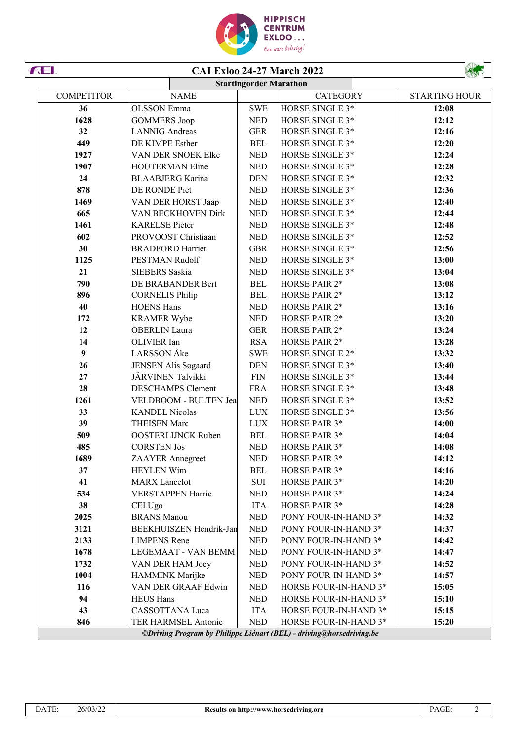# CAI Exloo 24-27 March 2022

## Startingorder Marathon

| COMPETITOR | NAME | | CATEGORY | STARTING HOUR |
|---|---|---|---|---|
| 36 | OLSSON Emma | SWE | HORSE SINGLE 3* | 12:08 |
| 1628 | GOMMERS Joop | NED | HORSE SINGLE 3* | 12:12 |
| 32 | LANNIG Andreas | GER | HORSE SINGLE 3* | 12:16 |
| 449 | DE KIMPE Esther | BEL | HORSE SINGLE 3* | 12:20 |
| 1927 | VAN DER SNOEK Elke | NED | HORSE SINGLE 3* | 12:24 |
| 1907 | HOUTERMAN Eline | NED | HORSE SINGLE 3* | 12:28 |
| 24 | BLAABJERG Karina | DEN | HORSE SINGLE 3* | 12:32 |
| 878 | DE RONDE Piet | NED | HORSE SINGLE 3* | 12:36 |
| 1469 | VAN DER HORST Jaap | NED | HORSE SINGLE 3* | 12:40 |
| 665 | VAN BECKHOVEN Dirk | NED | HORSE SINGLE 3* | 12:44 |
| 1461 | KARELSE Pieter | NED | HORSE SINGLE 3* | 12:48 |
| 602 | PROVOOST Christiaan | NED | HORSE SINGLE 3* | 12:52 |
| 30 | BRADFORD Harriet | GBR | HORSE SINGLE 3* | 12:56 |
| 1125 | PESTMAN Rudolf | NED | HORSE SINGLE 3* | 13:00 |
| 21 | SIEBERS Saskia | NED | HORSE SINGLE 3* | 13:04 |
| 790 | DE BRABANDER Bert | BEL | HORSE PAIR 2* | 13:08 |
| 896 | CORNELIS Philip | BEL | HORSE PAIR 2* | 13:12 |
| 40 | HOENS Hans | NED | HORSE PAIR 2* | 13:16 |
| 172 | KRAMER Wybe | NED | HORSE PAIR 2* | 13:20 |
| 12 | OBERLIN Laura | GER | HORSE PAIR 2* | 13:24 |
| 14 | OLIVIER Ian | RSA | HORSE PAIR 2* | 13:28 |
| 9 | LARSSON Åke | SWE | HORSE SINGLE 2* | 13:32 |
| 26 | JENSEN Alis Søgaard | DEN | HORSE SINGLE 3* | 13:40 |
| 27 | JÄRVINEN Talvikki | FIN | HORSE SINGLE 3* | 13:44 |
| 28 | DESCHAMPS Clement | FRA | HORSE SINGLE 3* | 13:48 |
| 1261 | VELDBOOM - BULTEN Jea | NED | HORSE SINGLE 3* | 13:52 |
| 33 | KANDEL Nicolas | LUX | HORSE SINGLE 3* | 13:56 |
| 39 | THEISEN Marc | LUX | HORSE PAIR 3* | 14:00 |
| 509 | OOSTERLIJNCK Ruben | BEL | HORSE PAIR 3* | 14:04 |
| 485 | CORSTEN Jos | NED | HORSE PAIR 3* | 14:08 |
| 1689 | ZAAYER Annegreet | NED | HORSE PAIR 3* | 14:12 |
| 37 | HEYLEN Wim | BEL | HORSE PAIR 3* | 14:16 |
| 41 | MARX Lancelot | SUI | HORSE PAIR 3* | 14:20 |
| 534 | VERSTAPPEN Harrie | NED | HORSE PAIR 3* | 14:24 |
| 38 | CEI Ugo | ITA | HORSE PAIR 3* | 14:28 |
| 2025 | BRANS Manou | NED | PONY FOUR-IN-HAND 3* | 14:32 |
| 3121 | BEEKHUISZEN Hendrik-Jan | NED | PONY FOUR-IN-HAND 3* | 14:37 |
| 2133 | LIMPENS Rene | NED | PONY FOUR-IN-HAND 3* | 14:42 |
| 1678 | LEGEMAAT - VAN BEMM | NED | PONY FOUR-IN-HAND 3* | 14:47 |
| 1732 | VAN DER HAM Joey | NED | PONY FOUR-IN-HAND 3* | 14:52 |
| 1004 | HAMMINK Marijke | NED | PONY FOUR-IN-HAND 3* | 14:57 |
| 116 | VAN DER GRAAF Edwin | NED | HORSE FOUR-IN-HAND 3* | 15:05 |
| 94 | HEUS Hans | NED | HORSE FOUR-IN-HAND 3* | 15:10 |
| 43 | CASSOTTANA Luca | ITA | HORSE FOUR-IN-HAND 3* | 15:15 |
| 846 | TER HARMSEL Antonie | NED | HORSE FOUR-IN-HAND 3* | 15:20 |

*©Driving Program by Philippe Liénart (BEL) - driving@horsedriving.be*

DATE: 26/03/22 | Results on http://www.horsedriving.org